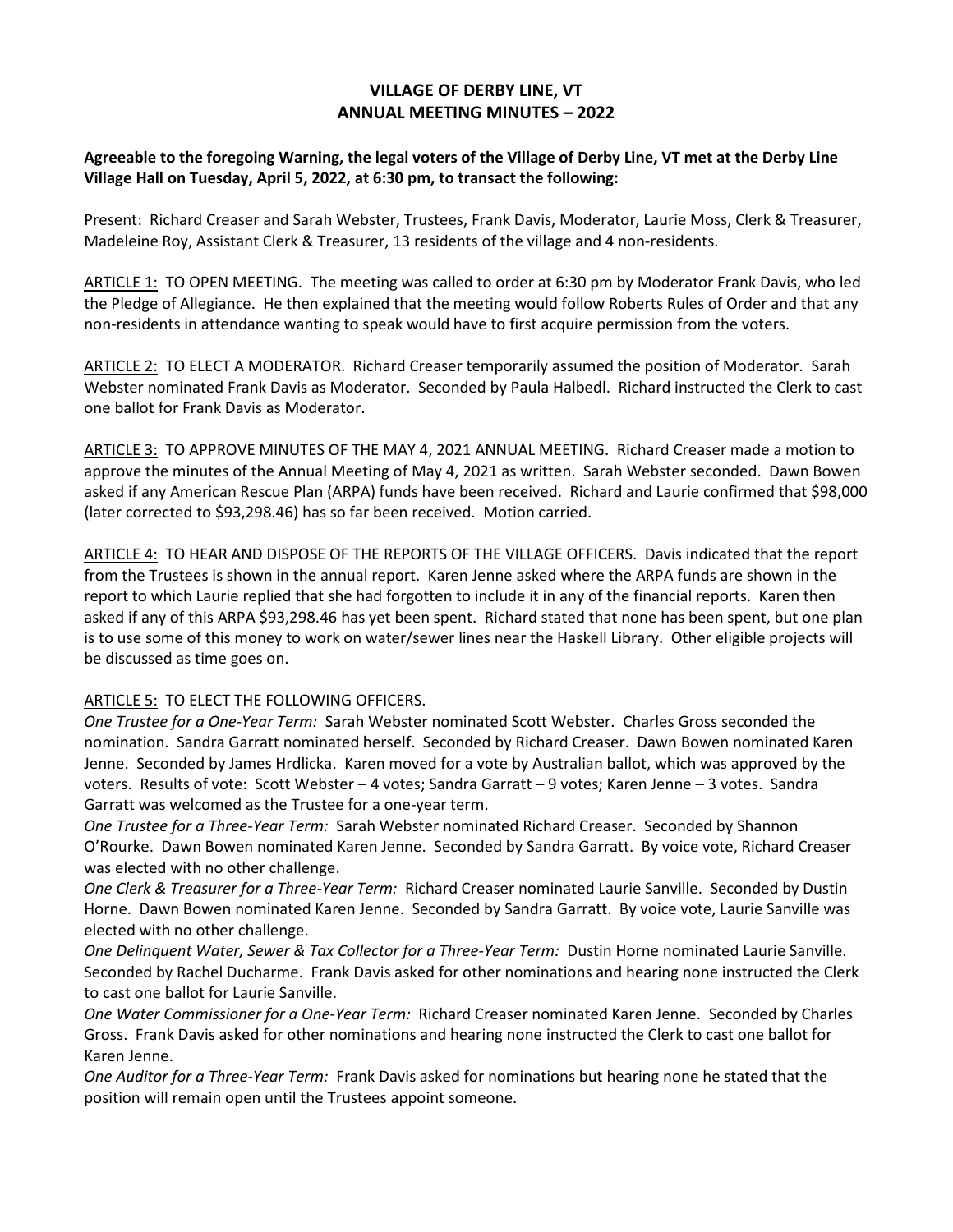# VILLAGE OF DERBY LINE, VT
# ANNUAL MEETING MINUTES – 2022

**Agreeable to the foregoing Warning, the legal voters of the Village of Derby Line, VT met at the Derby Line Village Hall on Tuesday, April 5, 2022, at 6:30 pm, to transact the following:**

Present: Richard Creaser and Sarah Webster, Trustees, Frank Davis, Moderator, Laurie Moss, Clerk & Treasurer, Madeleine Roy, Assistant Clerk & Treasurer, 13 residents of the village and 4 non-residents.

<u>ARTICLE 1:</u> TO OPEN MEETING. The meeting was called to order at 6:30 pm by Moderator Frank Davis, who led the Pledge of Allegiance. He then explained that the meeting would follow Roberts Rules of Order and that any non-residents in attendance wanting to speak would have to first acquire permission from the voters.

<u>ARTICLE 2:</u> TO ELECT A MODERATOR. Richard Creaser temporarily assumed the position of Moderator. Sarah Webster nominated Frank Davis as Moderator. Seconded by Paula Halbedl. Richard instructed the Clerk to cast one ballot for Frank Davis as Moderator.

<u>ARTICLE 3:</u> TO APPROVE MINUTES OF THE MAY 4, 2021 ANNUAL MEETING. Richard Creaser made a motion to approve the minutes of the Annual Meeting of May 4, 2021 as written. Sarah Webster seconded. Dawn Bowen asked if any American Rescue Plan (ARPA) funds have been received. Richard and Laurie confirmed that $98,000 (later corrected to $93,298.46) has so far been received. Motion carried.

<u>ARTICLE 4:</u> TO HEAR AND DISPOSE OF THE REPORTS OF THE VILLAGE OFFICERS. Davis indicated that the report from the Trustees is shown in the annual report. Karen Jenne asked where the ARPA funds are shown in the report to which Laurie replied that she had forgotten to include it in any of the financial reports. Karen then asked if any of this ARPA $93,298.46 has yet been spent. Richard stated that none has been spent, but one plan is to use some of this money to work on water/sewer lines near the Haskell Library. Other eligible projects will be discussed as time goes on.

<u>ARTICLE 5:</u> TO ELECT THE FOLLOWING OFFICERS.

*One Trustee for a One-Year Term:* Sarah Webster nominated Scott Webster. Charles Gross seconded the nomination. Sandra Garratt nominated herself. Seconded by Richard Creaser. Dawn Bowen nominated Karen Jenne. Seconded by James Hrdlicka. Karen moved for a vote by Australian ballot, which was approved by the voters. Results of vote: Scott Webster – 4 votes; Sandra Garratt – 9 votes; Karen Jenne – 3 votes. Sandra Garratt was welcomed as the Trustee for a one-year term.

*One Trustee for a Three-Year Term:* Sarah Webster nominated Richard Creaser. Seconded by Shannon O'Rourke. Dawn Bowen nominated Karen Jenne. Seconded by Sandra Garratt. By voice vote, Richard Creaser was elected with no other challenge.

*One Clerk & Treasurer for a Three-Year Term:* Richard Creaser nominated Laurie Sanville. Seconded by Dustin Horne. Dawn Bowen nominated Karen Jenne. Seconded by Sandra Garratt. By voice vote, Laurie Sanville was elected with no other challenge.

*One Delinquent Water, Sewer & Tax Collector for a Three-Year Term:* Dustin Horne nominated Laurie Sanville. Seconded by Rachel Ducharme. Frank Davis asked for other nominations and hearing none instructed the Clerk to cast one ballot for Laurie Sanville.

*One Water Commissioner for a One-Year Term:* Richard Creaser nominated Karen Jenne. Seconded by Charles Gross. Frank Davis asked for other nominations and hearing none instructed the Clerk to cast one ballot for Karen Jenne.

*One Auditor for a Three-Year Term:* Frank Davis asked for nominations but hearing none he stated that the position will remain open until the Trustees appoint someone.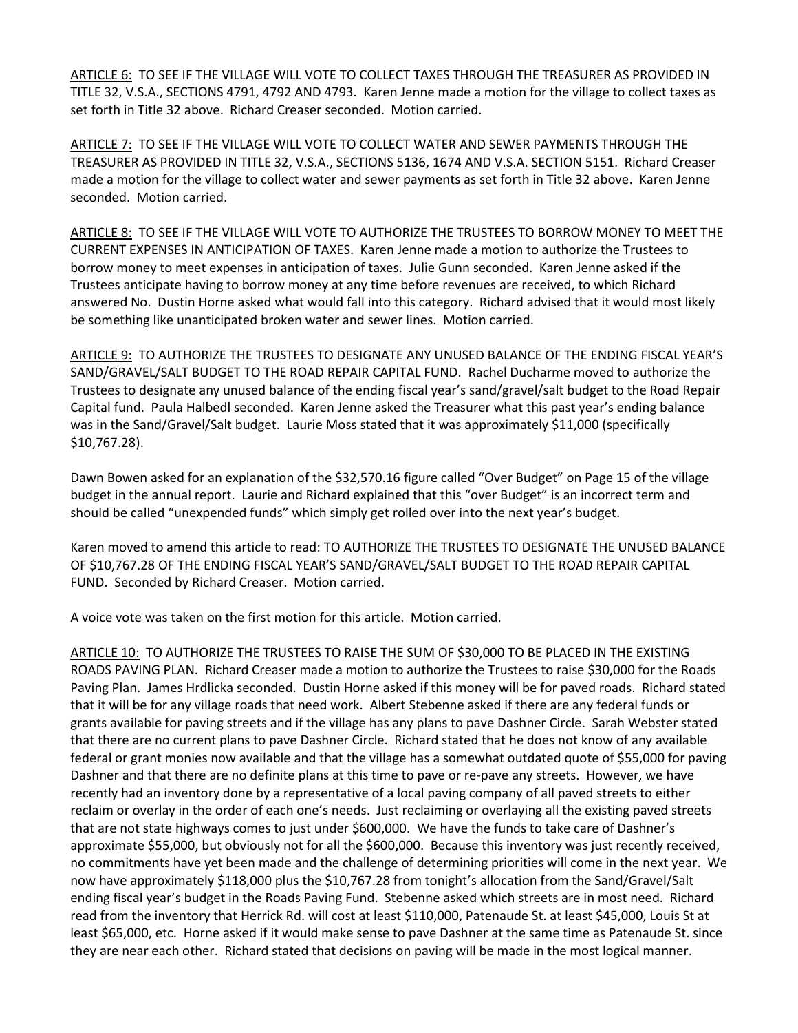<u>ARTICLE 6:</u> TO SEE IF THE VILLAGE WILL VOTE TO COLLECT TAXES THROUGH THE TREASURER AS PROVIDED IN TITLE 32, V.S.A., SECTIONS 4791, 4792 AND 4793. Karen Jenne made a motion for the village to collect taxes as set forth in Title 32 above. Richard Creaser seconded. Motion carried.

<u>ARTICLE 7:</u> TO SEE IF THE VILLAGE WILL VOTE TO COLLECT WATER AND SEWER PAYMENTS THROUGH THE TREASURER AS PROVIDED IN TITLE 32, V.S.A., SECTIONS 5136, 1674 AND V.S.A. SECTION 5151. Richard Creaser made a motion for the village to collect water and sewer payments as set forth in Title 32 above. Karen Jenne seconded. Motion carried.

<u>ARTICLE 8:</u> TO SEE IF THE VILLAGE WILL VOTE TO AUTHORIZE THE TRUSTEES TO BORROW MONEY TO MEET THE CURRENT EXPENSES IN ANTICIPATION OF TAXES. Karen Jenne made a motion to authorize the Trustees to borrow money to meet expenses in anticipation of taxes. Julie Gunn seconded. Karen Jenne asked if the Trustees anticipate having to borrow money at any time before revenues are received, to which Richard answered No. Dustin Horne asked what would fall into this category. Richard advised that it would most likely be something like unanticipated broken water and sewer lines. Motion carried.

<u>ARTICLE 9:</u> TO AUTHORIZE THE TRUSTEES TO DESIGNATE ANY UNUSED BALANCE OF THE ENDING FISCAL YEAR'S SAND/GRAVEL/SALT BUDGET TO THE ROAD REPAIR CAPITAL FUND. Rachel Ducharme moved to authorize the Trustees to designate any unused balance of the ending fiscal year's sand/gravel/salt budget to the Road Repair Capital fund. Paula Halbedl seconded. Karen Jenne asked the Treasurer what this past year's ending balance was in the Sand/Gravel/Salt budget. Laurie Moss stated that it was approximately $11,000 (specifically $10,767.28).

Dawn Bowen asked for an explanation of the $32,570.16 figure called "Over Budget" on Page 15 of the village budget in the annual report. Laurie and Richard explained that this "over Budget" is an incorrect term and should be called "unexpended funds" which simply get rolled over into the next year's budget.

Karen moved to amend this article to read: TO AUTHORIZE THE TRUSTEES TO DESIGNATE THE UNUSED BALANCE OF $10,767.28 OF THE ENDING FISCAL YEAR'S SAND/GRAVEL/SALT BUDGET TO THE ROAD REPAIR CAPITAL FUND. Seconded by Richard Creaser. Motion carried.

A voice vote was taken on the first motion for this article. Motion carried.

<u>ARTICLE 10:</u> TO AUTHORIZE THE TRUSTEES TO RAISE THE SUM OF $30,000 TO BE PLACED IN THE EXISTING ROADS PAVING PLAN. Richard Creaser made a motion to authorize the Trustees to raise $30,000 for the Roads Paving Plan. James Hrdlicka seconded. Dustin Horne asked if this money will be for paved roads. Richard stated that it will be for any village roads that need work. Albert Stebenne asked if there are any federal funds or grants available for paving streets and if the village has any plans to pave Dashner Circle. Sarah Webster stated that there are no current plans to pave Dashner Circle. Richard stated that he does not know of any available federal or grant monies now available and that the village has a somewhat outdated quote of $55,000 for paving Dashner and that there are no definite plans at this time to pave or re-pave any streets. However, we have recently had an inventory done by a representative of a local paving company of all paved streets to either reclaim or overlay in the order of each one's needs. Just reclaiming or overlaying all the existing paved streets that are not state highways comes to just under $600,000. We have the funds to take care of Dashner's approximate $55,000, but obviously not for all the $600,000. Because this inventory was just recently received, no commitments have yet been made and the challenge of determining priorities will come in the next year. We now have approximately $118,000 plus the $10,767.28 from tonight's allocation from the Sand/Gravel/Salt ending fiscal year's budget in the Roads Paving Fund. Stebenne asked which streets are in most need. Richard read from the inventory that Herrick Rd. will cost at least $110,000, Patenaude St. at least $45,000, Louis St at least $65,000, etc. Horne asked if it would make sense to pave Dashner at the same time as Patenaude St. since they are near each other. Richard stated that decisions on paving will be made in the most logical manner.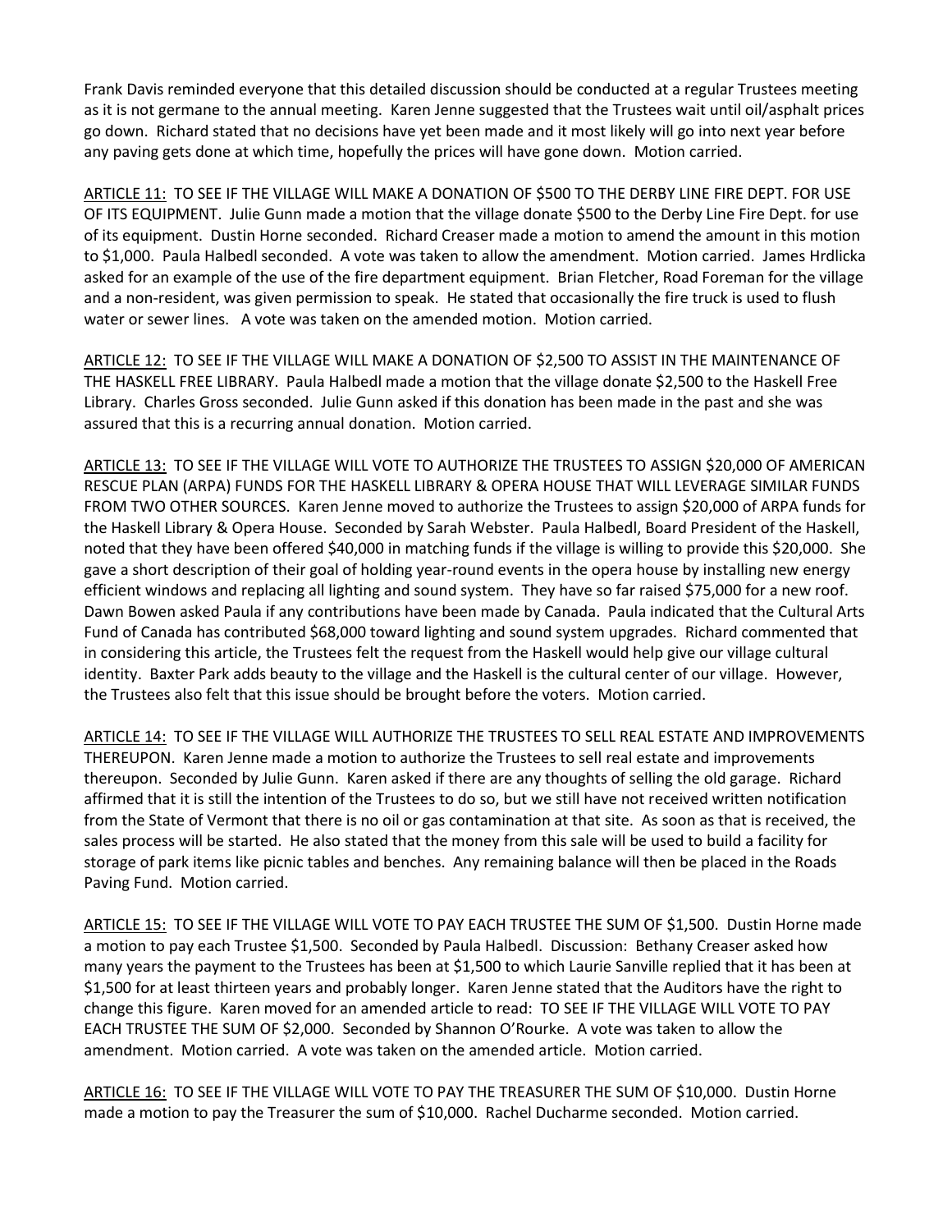Frank Davis reminded everyone that this detailed discussion should be conducted at a regular Trustees meeting as it is not germane to the annual meeting. Karen Jenne suggested that the Trustees wait until oil/asphalt prices go down. Richard stated that no decisions have yet been made and it most likely will go into next year before any paving gets done at which time, hopefully the prices will have gone down. Motion carried.

<u>ARTICLE 11:</u> TO SEE IF THE VILLAGE WILL MAKE A DONATION OF $500 TO THE DERBY LINE FIRE DEPT. FOR USE OF ITS EQUIPMENT. Julie Gunn made a motion that the village donate $500 to the Derby Line Fire Dept. for use of its equipment. Dustin Horne seconded. Richard Creaser made a motion to amend the amount in this motion to $1,000. Paula Halbedl seconded. A vote was taken to allow the amendment. Motion carried. James Hrdlicka asked for an example of the use of the fire department equipment. Brian Fletcher, Road Foreman for the village and a non-resident, was given permission to speak. He stated that occasionally the fire truck is used to flush water or sewer lines. A vote was taken on the amended motion. Motion carried.

<u>ARTICLE 12:</u> TO SEE IF THE VILLAGE WILL MAKE A DONATION OF $2,500 TO ASSIST IN THE MAINTENANCE OF THE HASKELL FREE LIBRARY. Paula Halbedl made a motion that the village donate $2,500 to the Haskell Free Library. Charles Gross seconded. Julie Gunn asked if this donation has been made in the past and she was assured that this is a recurring annual donation. Motion carried.

<u>ARTICLE 13:</u> TO SEE IF THE VILLAGE WILL VOTE TO AUTHORIZE THE TRUSTEES TO ASSIGN $20,000 OF AMERICAN RESCUE PLAN (ARPA) FUNDS FOR THE HASKELL LIBRARY & OPERA HOUSE THAT WILL LEVERAGE SIMILAR FUNDS FROM TWO OTHER SOURCES. Karen Jenne moved to authorize the Trustees to assign $20,000 of ARPA funds for the Haskell Library & Opera House. Seconded by Sarah Webster. Paula Halbedl, Board President of the Haskell, noted that they have been offered $40,000 in matching funds if the village is willing to provide this $20,000. She gave a short description of their goal of holding year-round events in the opera house by installing new energy efficient windows and replacing all lighting and sound system. They have so far raised $75,000 for a new roof. Dawn Bowen asked Paula if any contributions have been made by Canada. Paula indicated that the Cultural Arts Fund of Canada has contributed $68,000 toward lighting and sound system upgrades. Richard commented that in considering this article, the Trustees felt the request from the Haskell would help give our village cultural identity. Baxter Park adds beauty to the village and the Haskell is the cultural center of our village. However, the Trustees also felt that this issue should be brought before the voters. Motion carried.

<u>ARTICLE 14:</u> TO SEE IF THE VILLAGE WILL AUTHORIZE THE TRUSTEES TO SELL REAL ESTATE AND IMPROVEMENTS THEREUPON. Karen Jenne made a motion to authorize the Trustees to sell real estate and improvements thereupon. Seconded by Julie Gunn. Karen asked if there are any thoughts of selling the old garage. Richard affirmed that it is still the intention of the Trustees to do so, but we still have not received written notification from the State of Vermont that there is no oil or gas contamination at that site. As soon as that is received, the sales process will be started. He also stated that the money from this sale will be used to build a facility for storage of park items like picnic tables and benches. Any remaining balance will then be placed in the Roads Paving Fund. Motion carried.

<u>ARTICLE 15:</u> TO SEE IF THE VILLAGE WILL VOTE TO PAY EACH TRUSTEE THE SUM OF $1,500. Dustin Horne made a motion to pay each Trustee $1,500. Seconded by Paula Halbedl. Discussion: Bethany Creaser asked how many years the payment to the Trustees has been at $1,500 to which Laurie Sanville replied that it has been at $1,500 for at least thirteen years and probably longer. Karen Jenne stated that the Auditors have the right to change this figure. Karen moved for an amended article to read: TO SEE IF THE VILLAGE WILL VOTE TO PAY EACH TRUSTEE THE SUM OF $2,000. Seconded by Shannon O'Rourke. A vote was taken to allow the amendment. Motion carried. A vote was taken on the amended article. Motion carried.

<u>ARTICLE 16:</u> TO SEE IF THE VILLAGE WILL VOTE TO PAY THE TREASURER THE SUM OF $10,000. Dustin Horne made a motion to pay the Treasurer the sum of $10,000. Rachel Ducharme seconded. Motion carried.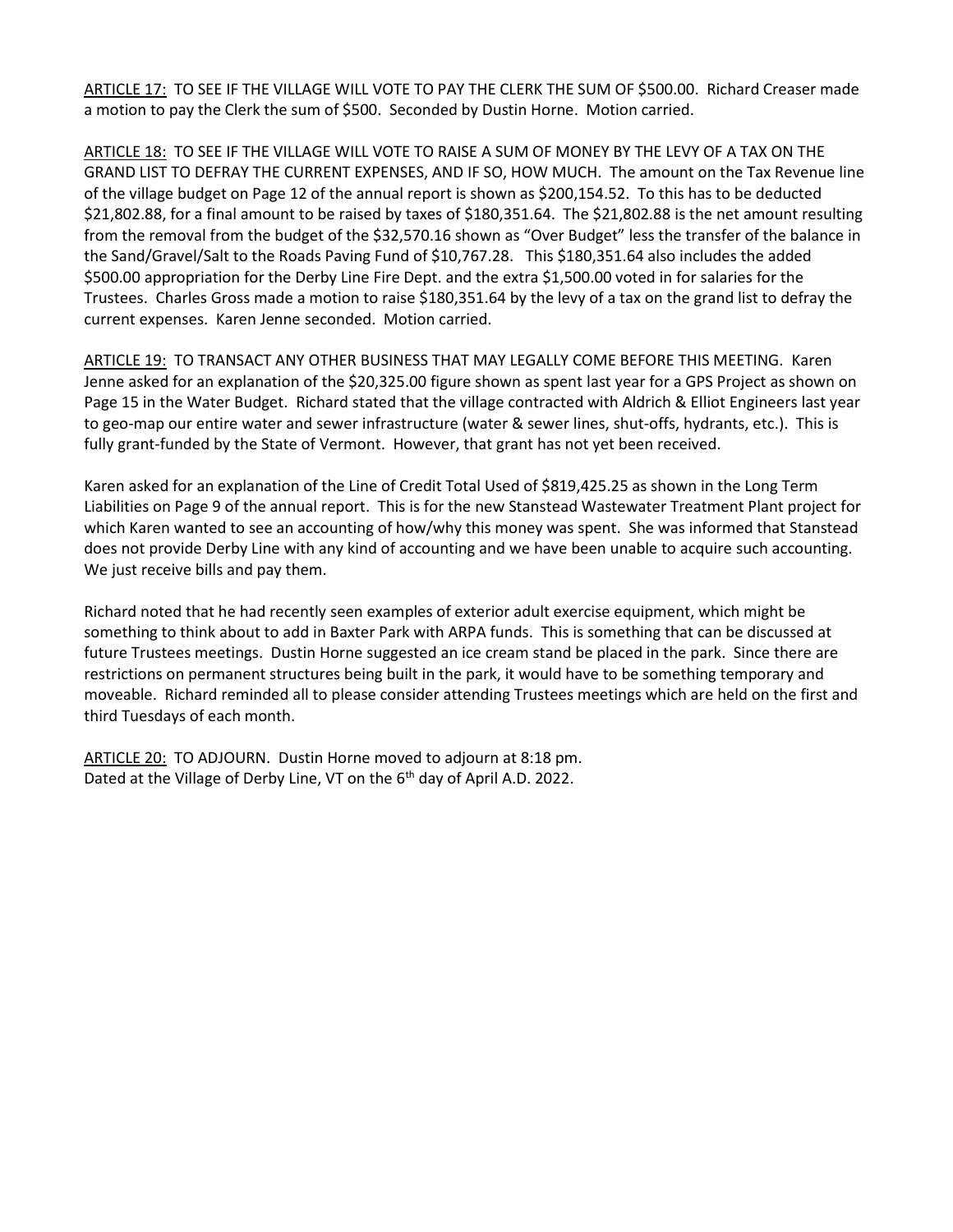ARTICLE 17: TO SEE IF THE VILLAGE WILL VOTE TO PAY THE CLERK THE SUM OF $500.00. Richard Creaser made a motion to pay the Clerk the sum of $500. Seconded by Dustin Horne. Motion carried.

ARTICLE 18: TO SEE IF THE VILLAGE WILL VOTE TO RAISE A SUM OF MONEY BY THE LEVY OF A TAX ON THE GRAND LIST TO DEFRAY THE CURRENT EXPENSES, AND IF SO, HOW MUCH. The amount on the Tax Revenue line of the village budget on Page 12 of the annual report is shown as $200,154.52. To this has to be deducted $21,802.88, for a final amount to be raised by taxes of $180,351.64. The $21,802.88 is the net amount resulting from the removal from the budget of the $32,570.16 shown as "Over Budget" less the transfer of the balance in the Sand/Gravel/Salt to the Roads Paving Fund of $10,767.28. This $180,351.64 also includes the added $500.00 appropriation for the Derby Line Fire Dept. and the extra $1,500.00 voted in for salaries for the Trustees. Charles Gross made a motion to raise $180,351.64 by the levy of a tax on the grand list to defray the current expenses. Karen Jenne seconded. Motion carried.

ARTICLE 19: TO TRANSACT ANY OTHER BUSINESS THAT MAY LEGALLY COME BEFORE THIS MEETING. Karen Jenne asked for an explanation of the $20,325.00 figure shown as spent last year for a GPS Project as shown on Page 15 in the Water Budget. Richard stated that the village contracted with Aldrich & Elliot Engineers last year to geo-map our entire water and sewer infrastructure (water & sewer lines, shut-offs, hydrants, etc.). This is fully grant-funded by the State of Vermont. However, that grant has not yet been received.

Karen asked for an explanation of the Line of Credit Total Used of $819,425.25 as shown in the Long Term Liabilities on Page 9 of the annual report. This is for the new Stanstead Wastewater Treatment Plant project for which Karen wanted to see an accounting of how/why this money was spent. She was informed that Stanstead does not provide Derby Line with any kind of accounting and we have been unable to acquire such accounting. We just receive bills and pay them.

Richard noted that he had recently seen examples of exterior adult exercise equipment, which might be something to think about to add in Baxter Park with ARPA funds. This is something that can be discussed at future Trustees meetings. Dustin Horne suggested an ice cream stand be placed in the park. Since there are restrictions on permanent structures being built in the park, it would have to be something temporary and moveable. Richard reminded all to please consider attending Trustees meetings which are held on the first and third Tuesdays of each month.

ARTICLE 20: TO ADJOURN. Dustin Horne moved to adjourn at 8:18 pm.
Dated at the Village of Derby Line, VT on the 6th day of April A.D. 2022.